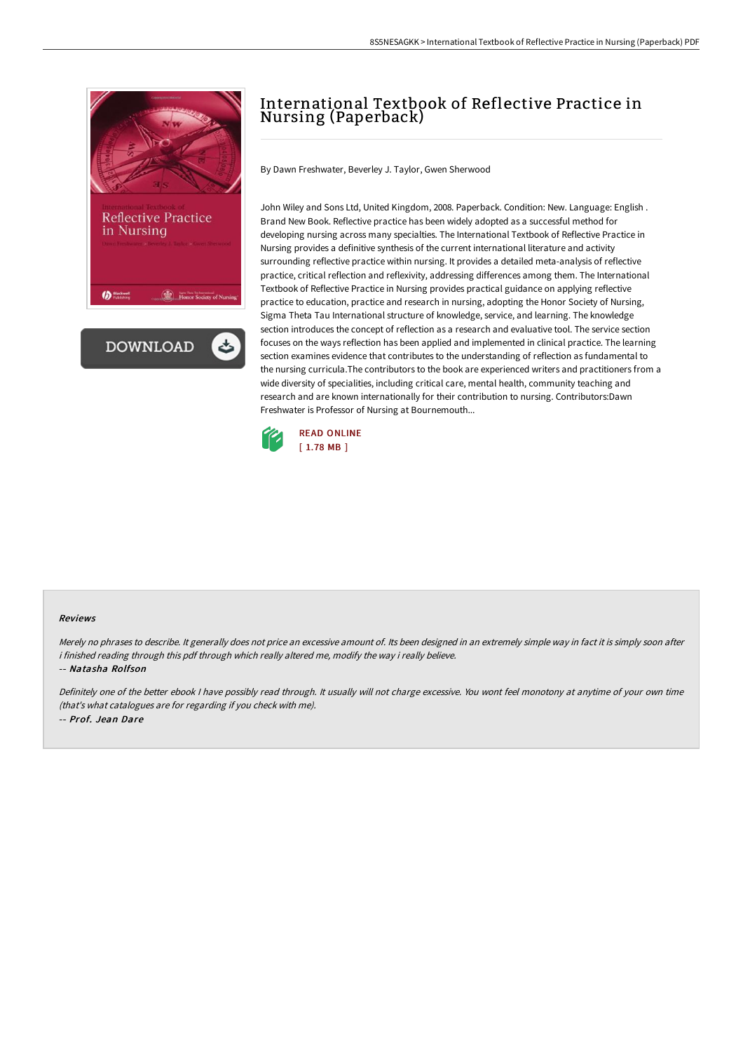# International Textbook of Reflective Practice in Nursing (Paperback)

By Dawn Freshwater, Beverley J. Taylor, Gwen Sherwood

John Wiley and Sons Ltd, United Kingdom, 2008. Paperback. Condition: New. Language: English . Brand New Book. Reflective practice has been widely adopted as a successful method for developing nursing across many specialties. The International Textbook of Reflective Practice in Nursing provides a definitive synthesis of the current international literature and activity surrounding reflective practice within nursing. It provides a detailed meta-analysis of reflective practice, critical reflection and reflexivity, addressing differences among them. The International Textbook of Reflective Practice in Nursing provides practical guidance on applying reflective practice to education, practice and research in nursing, adopting the Honor Society of Nursing, Sigma Theta Tau International structure of knowledge, service, and learning. The knowledge section introduces the concept of reflection as a research and evaluative tool. The service section focuses on the ways reflection has been applied and implemented in clinical practice. The learning section examines evidence that contributes to the understanding of reflection as fundamental to the nursing curricula.The contributors to the book are experienced writers and practitioners from a wide diversity of specialities, including critical care, mental health, community teaching and research and are known internationally for their contribution to nursing. Contributors:Dawn Freshwater is Professor of Nursing at Bournemouth...

READ ONLINE
[ 1.78 MB ]

### Reviews

*Merely no phrases to describe. It generally does not price an excessive amount of. Its been designed in an extremely simple way in fact it is simply soon after i finished reading through this pdf through which really altered me, modify the way i really believe.*

-- ***Natasha Rolfson***

*Definitely one of the better ebook I have possibly read through. It usually will not charge excessive. You wont feel monotony at anytime of your own time (that's what catalogues are for regarding if you check with me).*

-- ***Prof. Jean Dare***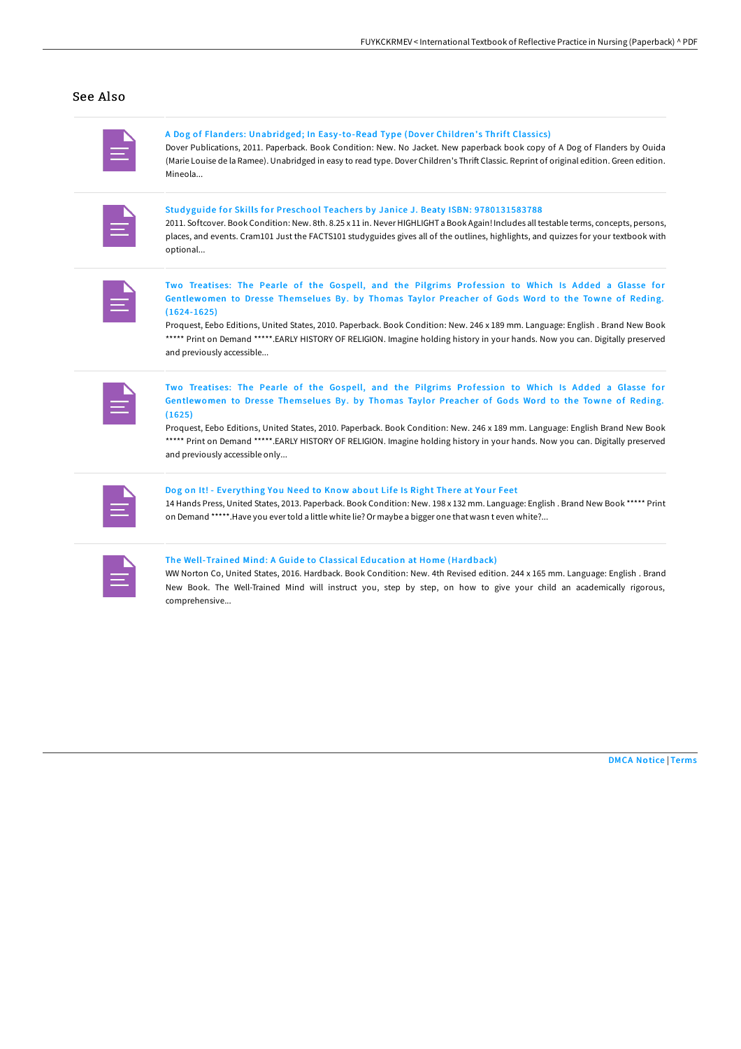## See Also

### A Dog of Flanders: Unabridged; In Easy-to-Read Type (Dover Children's Thrift Classics)

Dover Publications, 2011. Paperback. Book Condition: New. No Jacket. New paperback book copy of A Dog of Flanders by Ouida (Marie Louise de la Ramee). Unabridged in easy to read type. Dover Children's Thrift Classic. Reprint of original edition. Green edition. Mineola...

### Studyguide for Skills for Preschool Teachers by Janice J. Beaty ISBN: 9780131583788

2011. Softcover. Book Condition: New. 8th. 8.25 x 11 in. Never HIGHLIGHT a Book Again! Includes all testable terms, concepts, persons, places, and events. Cram101 Just the FACTS101 studyguides gives all of the outlines, highlights, and quizzes for your textbook with optional...

### Two Treatises: The Pearle of the Gospell, and the Pilgrims Profession to Which Is Added a Glasse for Gentlewomen to Dresse Themselues By. by Thomas Taylor Preacher of Gods Word to the Towne of Reding. (1624-1625)

Proquest, Eebo Editions, United States, 2010. Paperback. Book Condition: New. 246 x 189 mm. Language: English . Brand New Book ***** Print on Demand *****.EARLY HISTORY OF RELIGION. Imagine holding history in your hands. Now you can. Digitally preserved and previously accessible...

### Two Treatises: The Pearle of the Gospell, and the Pilgrims Profession to Which Is Added a Glasse for Gentlewomen to Dresse Themselues By. by Thomas Taylor Preacher of Gods Word to the Towne of Reding. (1625)

Proquest, Eebo Editions, United States, 2010. Paperback. Book Condition: New. 246 x 189 mm. Language: English Brand New Book ***** Print on Demand *****.EARLY HISTORY OF RELIGION. Imagine holding history in your hands. Now you can. Digitally preserved and previously accessible only...

### Dog on It! - Everything You Need to Know about Life Is Right There at Your Feet

14 Hands Press, United States, 2013. Paperback. Book Condition: New. 198 x 132 mm. Language: English . Brand New Book ***** Print on Demand *****.Have you ever told a little white lie? Or maybe a bigger one that wasn t even white?...

### The Well-Trained Mind: A Guide to Classical Education at Home (Hardback)

WW Norton Co, United States, 2016. Hardback. Book Condition: New. 4th Revised edition. 244 x 165 mm. Language: English . Brand New Book. The Well-Trained Mind will instruct you, step by step, on how to give your child an academically rigorous, comprehensive...

DMCA Notice | Terms